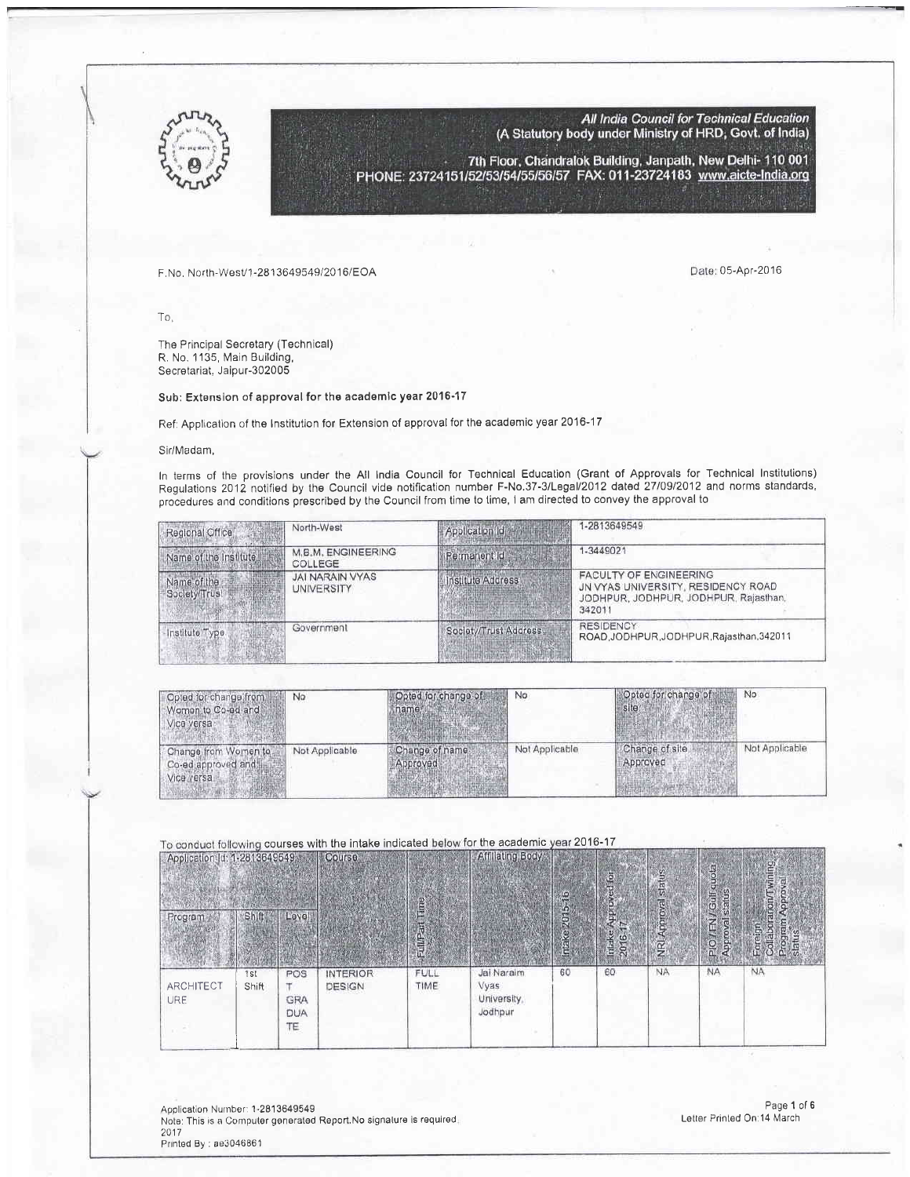**All India Council for Technical Education**
**(A Statutory body under Ministry of HRD, Govt. of India)**

7th Floor, Chandralok Building, Janpath, New Delhi- 110 001
PHONE: 23724151/52/53/54/55/56/57 FAX: 011-23724183 www.aicte-India.org

F.No. North-West/1-2813649549/2016/EOA

Date: 05-Apr-2016

To,

The Principal Secretary (Technical)
R. No. 1135, Main Building,
Secretariat, Jaipur-302005

**Sub: Extension of approval for the academic year 2016-17**

Ref: Application of the Institution for Extension of approval for the academic year 2016-17

Sir/Madam,

In terms of the provisions under the All India Council for Technical Education (Grant of Approvals for Technical Institutions) Regulations 2012 notified by the Council vide notification number F-No.37-3/Legal/2012 dated 27/09/2012 and norms standards, procedures and conditions prescribed by the Council from time to time, I am directed to convey the approval to

| Regional Office | North-West | Application Id | 1-2813649549 |
|---|---|---|---|
| Name of the Institute | M.B.M. ENGINEERING COLLEGE | Permanent Id | 1-3449021 |
| Name of the Society/Trust | JAI NARAIN VYAS UNIVERSITY | Institute Address | FACULTY OF ENGINEERING JN VYAS UNIVERSITY, RESIDENCY ROAD JODHPUR, JODHPUR, JODHPUR, Rajasthan, 342011 |
| Institute Type | Government | Society/Trust Address | RESIDENCY ROAD,JODHPUR,JODHPUR,Rajasthan,342011 |

| Opted for change from Women to Co-ed and Vice versa | No | Opted for change of name | No | Opted for change of site | No |
|---|---|---|---|---|---|
| Change from Women to Co-ed approved and Vice versa | Not Applicable | Change of name Approved | Not Applicable | Change of site Approved | Not Applicable |

To conduct following courses with the intake indicated below for the academic year 2016-17

| Application Id: 1-2813649549 | | | Course | Full/Part Time | Affiliating Body | Intake 2015-16 | Intake Approved for 2016-17 | NRI Approval status | PIO / FN / Gulf quota Approval status | Foreign Collaboration/Twining Program Approval status |
|---|---|---|---|---|---|---|---|---|---|---|
| Program | Shift | Level | | | | | | | | |
| ARCHITECTURE | 1st Shift | POST GRADUATE | INTERIOR DESIGN | FULL TIME | Jai Naraim Vyas University, Jodhpur | 60 | 60 | NA | NA | NA |

Application Number: 1-2813649549
Note: This is a Computer generated Report.No signature is required.
Printed By : ae3046861

Letter Printed On:14 March 2017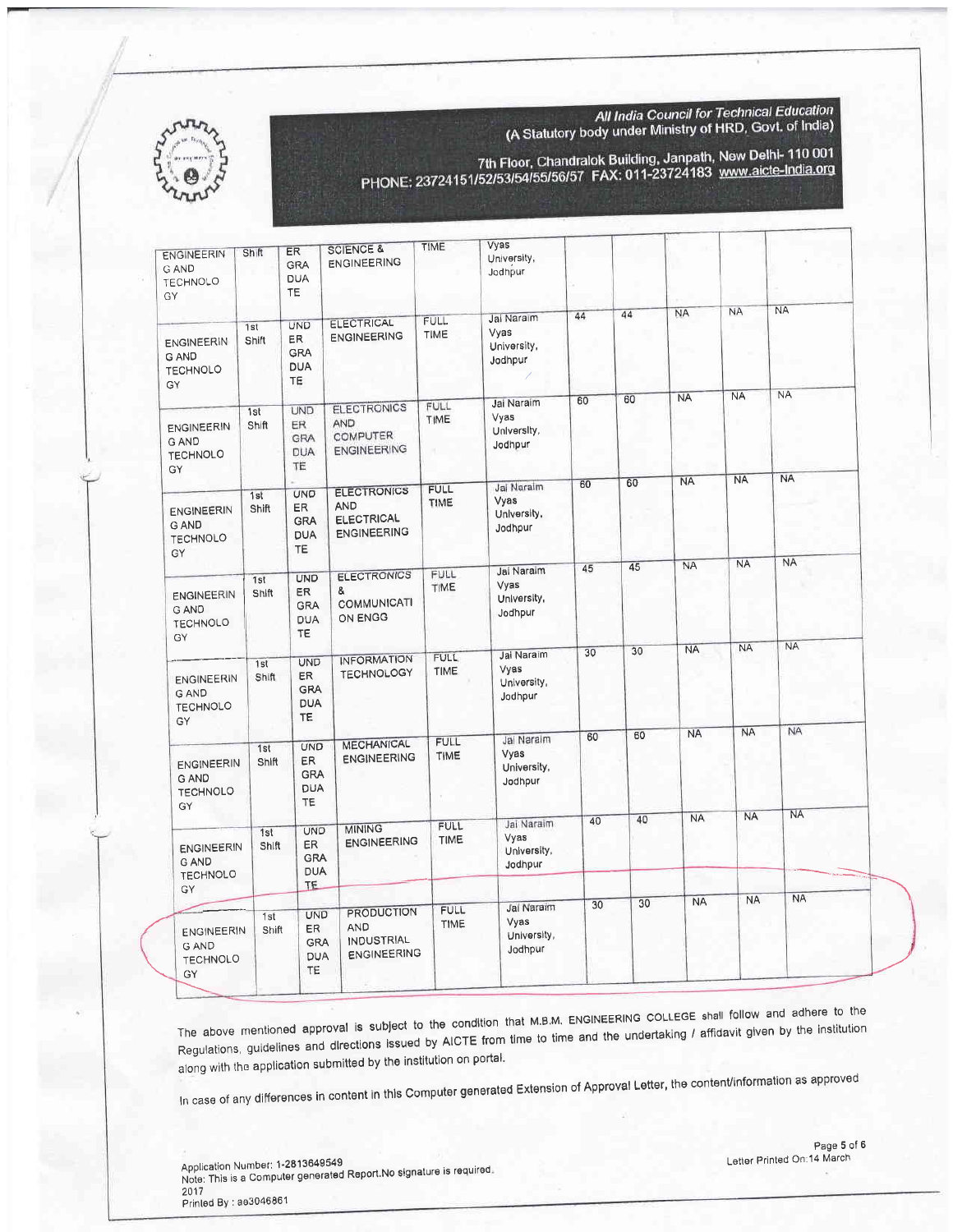All India Council for Technical Education
(A Statutory body under Ministry of HRD, Govt. of India)

7th Floor, Chandralok Building, Janpath, New Delhi- 110 001
PHONE: 23724151/52/53/54/55/56/57 FAX: 011-23724183 www.aicte-India.org

| | | | | | | | | | | |
|---|---|---|---|---|---|---|---|---|---|---|
| ENGINEERING AND TECHNOLOGY | Shift | ER GRADUATE | SCIENCE & ENGINEERING | TIME | Vyas University, Jodhpur | | | | | |
| ENGINEERING AND TECHNOLOGY | 1st Shift | UNDERGRADUATE | ELECTRICAL ENGINEERING | FULL TIME | Jai Naraim Vyas University, Jodhpur | 44 | 44 | NA | NA | NA |
| ENGINEERING AND TECHNOLOGY | 1st Shift | UNDERGRADUATE | ELECTRONICS AND COMPUTER ENGINEERING | FULL TIME | Jai Naraim Vyas University, Jodhpur | 60 | 60 | NA | NA | NA |
| ENGINEERING AND TECHNOLOGY | 1st Shift | UNDERGRADUATE | ELECTRONICS AND ELECTRICAL ENGINEERING | FULL TIME | Jai Naraim Vyas University, Jodhpur | 60 | 60 | NA | NA | NA |
| ENGINEERING AND TECHNOLOGY | 1st Shift | UNDERGRADUATE | ELECTRONICS & COMMUNICATION ENGG | FULL TIME | Jai Naraim Vyas University, Jodhpur | 45 | 45 | NA | NA | NA |
| ENGINEERING AND TECHNOLOGY | 1st Shift | UNDERGRADUATE | INFORMATION TECHNOLOGY | FULL TIME | Jai Naraim Vyas University, Jodhpur | 30 | 30 | NA | NA | NA |
| ENGINEERING AND TECHNOLOGY | 1st Shift | UNDERGRADUATE | MECHANICAL ENGINEERING | FULL TIME | Jai Naraim Vyas University, Jodhpur | 60 | 60 | NA | NA | NA |
| ENGINEERING AND TECHNOLOGY | 1st Shift | UNDERGRADUATE | MINING ENGINEERING | FULL TIME | Jai Naraim Vyas University, Jodhpur | 40 | 40 | NA | NA | NA |
| ENGINEERING AND TECHNOLOGY | 1st Shift | UNDERGRADUATE | PRODUCTION AND INDUSTRIAL ENGINEERING | FULL TIME | Jai Naraim Vyas University, Jodhpur | 30 | 30 | NA | NA | NA |

The above mentioned approval is subject to the condition that M.B.M. ENGINEERING COLLEGE shall follow and adhere to the Regulations, guidelines and directions issued by AICTE from time to time and the undertaking / affidavit given by the institution along with the application submitted by the institution on portal.

In case of any differences in content in this Computer generated Extension of Approval Letter, the content/information as approved

Application Number: 1-2813649549
Note: This is a Computer generated Report.No signature is required.
Letter Printed On:14 March 2017
Printed By : ae3046861